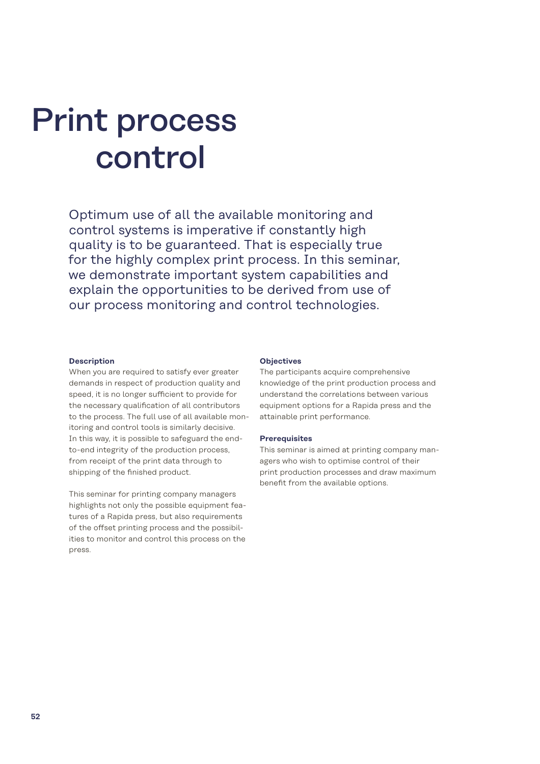# Print process control

Optimum use of all the available monitoring and control systems is imperative if constantly high quality is to be guaranteed. That is especially true for the highly complex print process. In this seminar, we demonstrate important system capabilities and explain the opportunities to be derived from use of our process monitoring and control technologies.

**Description**

When you are required to satisfy ever greater demands in respect of production quality and speed, it is no longer sufficient to provide for the necessary qualification of all contributors to the process. The full use of all available monitoring and control tools is similarly decisive. In this way, it is possible to safeguard the end-to-end integrity of the production process, from receipt of the print data through to shipping of the finished product.

This seminar for printing company managers highlights not only the possible equipment features of a Rapida press, but also requirements of the offset printing process and the possibilities to monitor and control this process on the press.

**Objectives**

The participants acquire comprehensive knowledge of the print production process and understand the correlations between various equipment options for a Rapida press and the attainable print performance.

**Prerequisites**

This seminar is aimed at printing company managers who wish to optimise control of their print production processes and draw maximum benefit from the available options.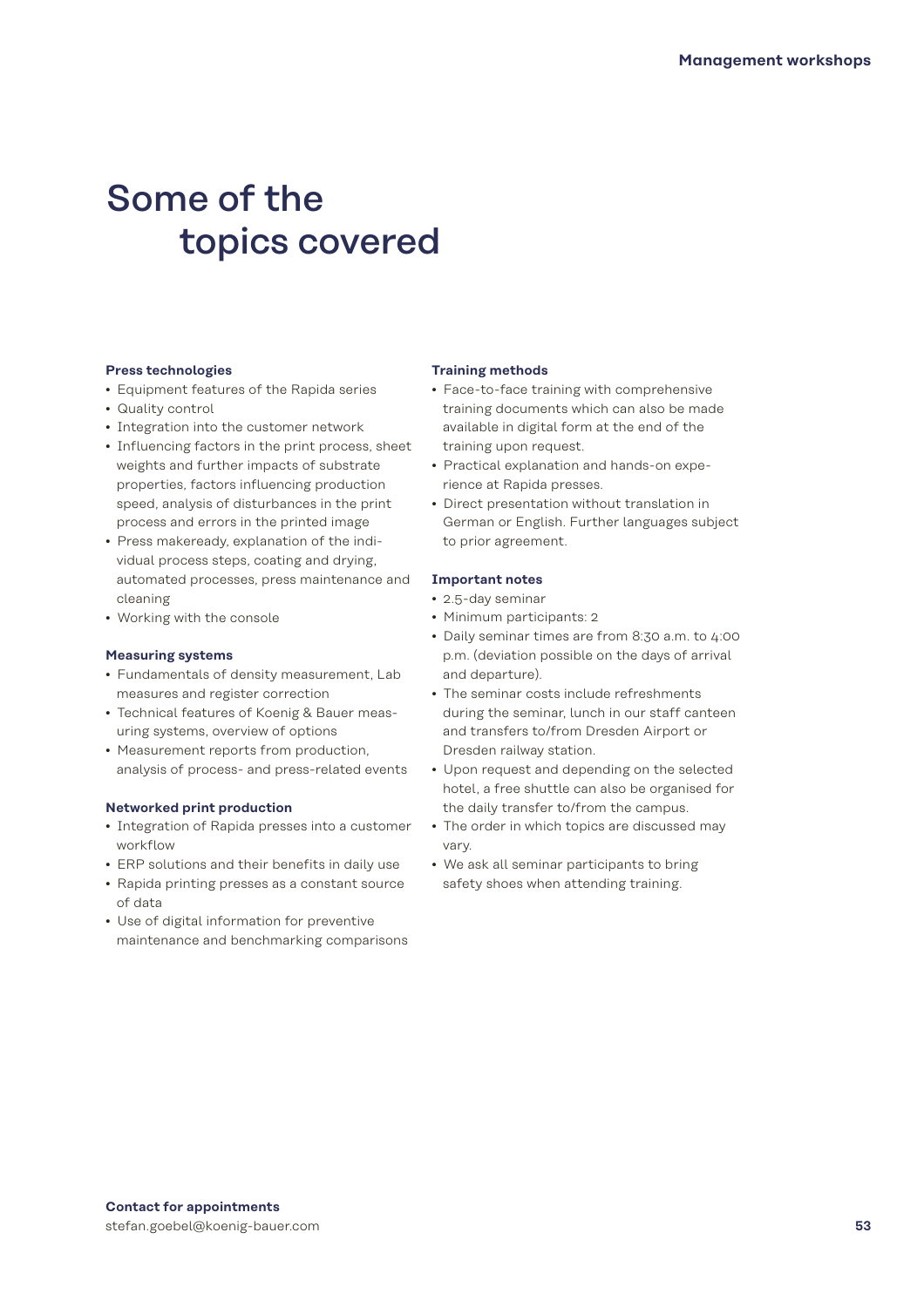# Some of the topics covered

### Press technologies

- Equipment features of the Rapida series
- Quality control
- Integration into the customer network
- Influencing factors in the print process, sheet weights and further impacts of substrate properties, factors influencing production speed, analysis of disturbances in the print process and errors in the printed image
- Press makeready, explanation of the individual process steps, coating and drying, automated processes, press maintenance and cleaning
- Working with the console

### Measuring systems

- Fundamentals of density measurement, Lab measures and register correction
- Technical features of Koenig & Bauer measuring systems, overview of options
- Measurement reports from production, analysis of process- and press-related events

### Networked print production

- Integration of Rapida presses into a customer workflow
- ERP solutions and their benefits in daily use
- Rapida printing presses as a constant source of data
- Use of digital information for preventive maintenance and benchmarking comparisons

### Training methods

- Face-to-face training with comprehensive training documents which can also be made available in digital form at the end of the training upon request.
- Practical explanation and hands-on experience at Rapida presses.
- Direct presentation without translation in German or English. Further languages subject to prior agreement.

### Important notes

- 2.5-day seminar
- Minimum participants: 2
- Daily seminar times are from 8:30 a.m. to 4:00 p.m. (deviation possible on the days of arrival and departure).
- The seminar costs include refreshments during the seminar, lunch in our staff canteen and transfers to/from Dresden Airport or Dresden railway station.
- Upon request and depending on the selected hotel, a free shuttle can also be organised for the daily transfer to/from the campus.
- The order in which topics are discussed may vary.
- We ask all seminar participants to bring safety shoes when attending training.

**Contact for appointments**
stefan.goebel@koenig-bauer.com